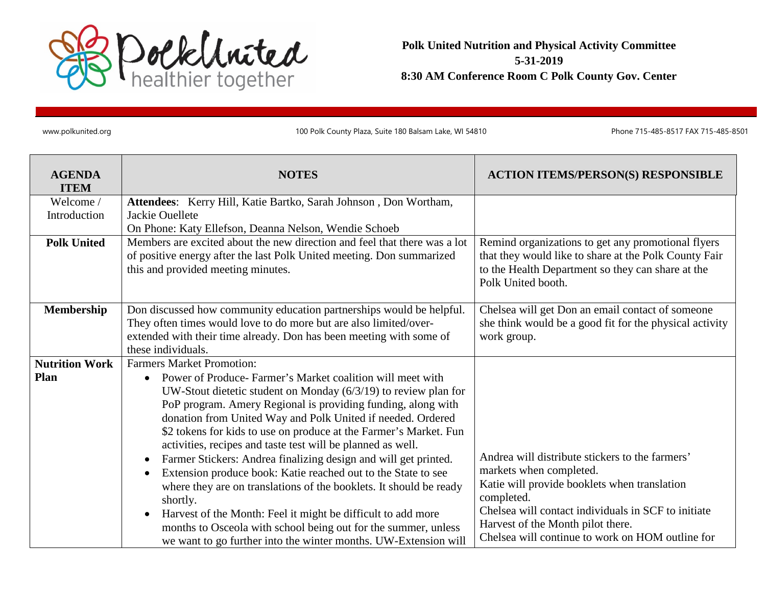**Polk United Nutrition and Physical Activity Committee**
**5-31-2019**
**8:30 AM Conference Room C Polk County Gov. Center**

www.polkunited.org | 100 Polk County Plaza, Suite 180 Balsam Lake, WI 54810 | Phone 715-485-8517 FAX 715-485-8501

| AGENDA ITEM | NOTES | ACTION ITEMS/PERSON(S) RESPONSIBLE |
|---|---|---|
| Welcome / Introduction | **Attendees**: Kerry Hill, Katie Bartko, Sarah Johnson , Don Wortham, Jackie Ouellete<br>On Phone: Katy Ellefson, Deanna Nelson, Wendie Schoeb | |
| **Polk United** | Members are excited about the new direction and feel that there was a lot of positive energy after the last Polk United meeting. Don summarized this and provided meeting minutes. | Remind organizations to get any promotional flyers that they would like to share at the Polk County Fair to the Health Department so they can share at the Polk United booth. |
| **Membership** | Don discussed how community education partnerships would be helpful. They often times would love to do more but are also limited/over-extended with their time already. Don has been meeting with some of these individuals. | Chelsea will get Don an email contact of someone she think would be a good fit for the physical activity work group. |
| **Nutrition Work Plan** | Farmers Market Promotion:<br>• Power of Produce- Farmer's Market coalition will meet with UW-Stout dietetic student on Monday (6/3/19) to review plan for PoP program. Amery Regional is providing funding, along with donation from United Way and Polk United if needed. Ordered \$2 tokens for kids to use on produce at the Farmer's Market. Fun activities, recipes and taste test will be planned as well.<br>• Farmer Stickers: Andrea finalizing design and will get printed.<br>• Extension produce book: Katie reached out to the State to see where they are on translations of the booklets. It should be ready shortly.<br>• Harvest of the Month: Feel it might be difficult to add more months to Osceola with school being out for the summer, unless we want to go further into the winter months. UW-Extension will | Andrea will distribute stickers to the farmers' markets when completed.<br>Katie will provide booklets when translation completed.<br>Chelsea will contact individuals in SCF to initiate Harvest of the Month pilot there.<br>Chelsea will continue to work on HOM outline for |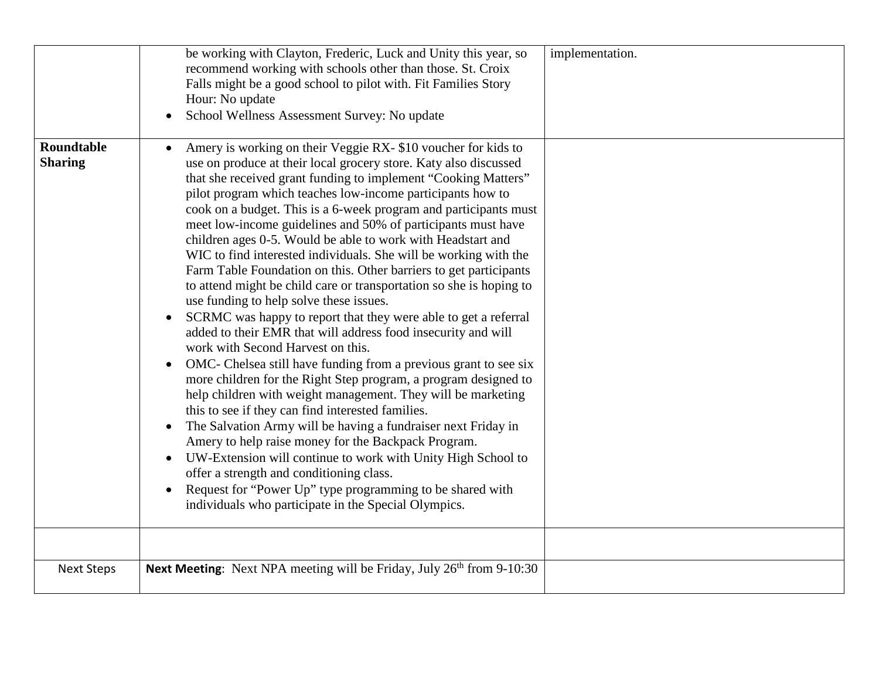| | | |
|---|---|---|
| | be working with Clayton, Frederic, Luck and Unity this year, so recommend working with schools other than those. St. Croix Falls might be a good school to pilot with. Fit Families Story Hour: No update<br>• School Wellness Assessment Survey: No update | implementation. |
| **Roundtable Sharing** | • Amery is working on their Veggie RX- $10 voucher for kids to use on produce at their local grocery store. Katy also discussed that she received grant funding to implement "Cooking Matters" pilot program which teaches low-income participants how to cook on a budget. This is a 6-week program and participants must meet low-income guidelines and 50% of participants must have children ages 0-5. Would be able to work with Headstart and WIC to find interested individuals. She will be working with the Farm Table Foundation on this. Other barriers to get participants to attend might be child care or transportation so she is hoping to use funding to help solve these issues.<br>• SCRMC was happy to report that they were able to get a referral added to their EMR that will address food insecurity and will work with Second Harvest on this.<br>• OMC- Chelsea still have funding from a previous grant to see six more children for the Right Step program, a program designed to help children with weight management. They will be marketing this to see if they can find interested families.<br>• The Salvation Army will be having a fundraiser next Friday in Amery to help raise money for the Backpack Program.<br>• UW-Extension will continue to work with Unity High School to offer a strength and conditioning class.<br>• Request for "Power Up" type programming to be shared with individuals who participate in the Special Olympics. | |
| | | |
| Next Steps | **Next Meeting**: Next NPA meeting will be Friday, July 26th from 9-10:30 | |